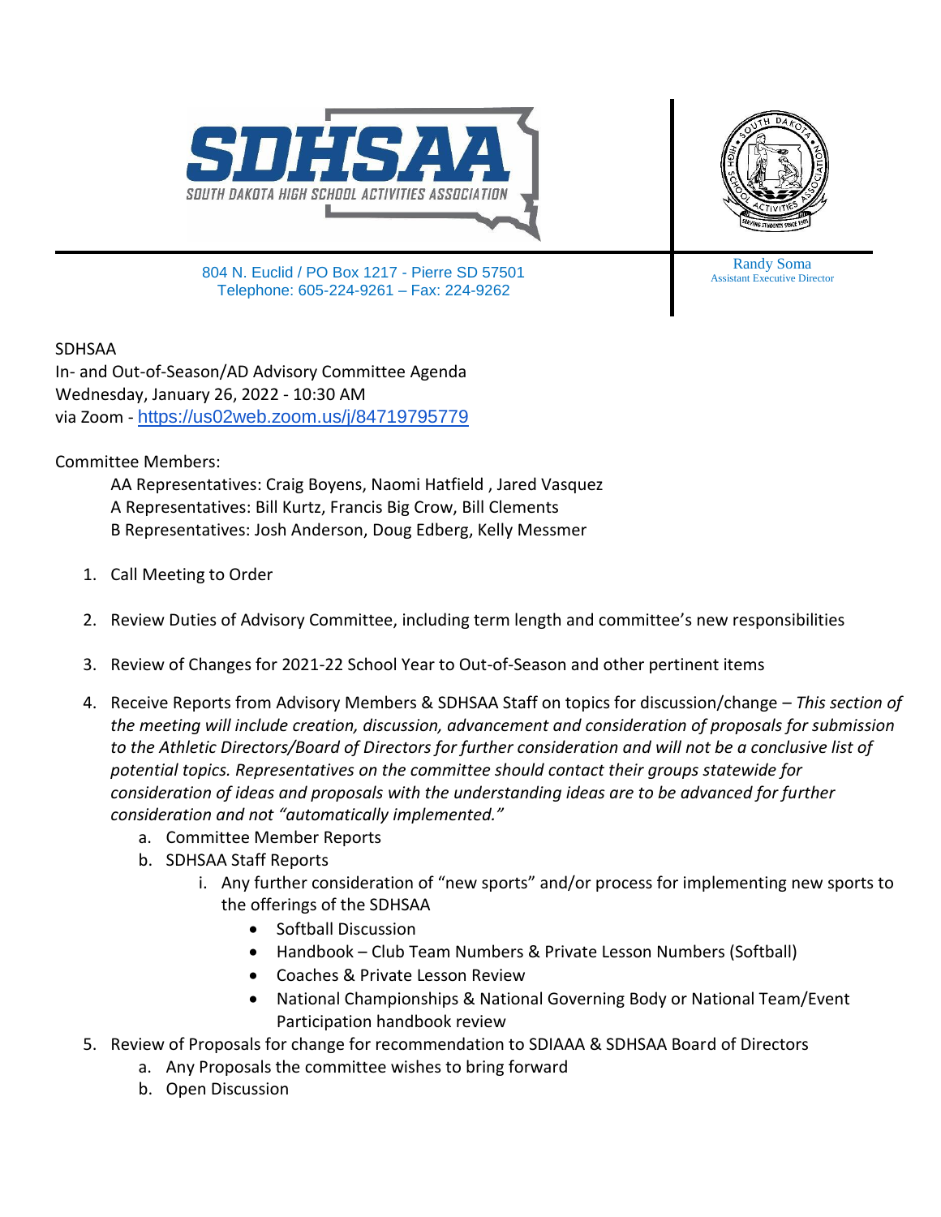SDHSAA

SOUTH DAKOTA HIGH SCHOOL ACTIVITIES ASSOCIATION

804 N. Euclid / PO Box 1217 - Pierre SD 57501
Telephone: 605-224-9261 – Fax: 224-9262

Randy Soma
Assistant Executive Director

SDHSAA
In- and Out-of-Season/AD Advisory Committee Agenda
Wednesday, January 26, 2022 - 10:30 AM
via Zoom - https://us02web.zoom.us/j/84719795779

Committee Members:

AA Representatives: Craig Boyens, Naomi Hatfield , Jared Vasquez
A Representatives: Bill Kurtz, Francis Big Crow, Bill Clements
B Representatives: Josh Anderson, Doug Edberg, Kelly Messmer

1. Call Meeting to Order

2. Review Duties of Advisory Committee, including term length and committee's new responsibilities

3. Review of Changes for 2021-22 School Year to Out-of-Season and other pertinent items

4. Receive Reports from Advisory Members & SDHSAA Staff on topics for discussion/change – *This section of the meeting will include creation, discussion, advancement and consideration of proposals for submission to the Athletic Directors/Board of Directors for further consideration and will not be a conclusive list of potential topics. Representatives on the committee should contact their groups statewide for consideration of ideas and proposals with the understanding ideas are to be advanced for further consideration and not "automatically implemented."*
   a. Committee Member Reports
   b. SDHSAA Staff Reports
      i. Any further consideration of "new sports" and/or process for implementing new sports to the offerings of the SDHSAA
         - Softball Discussion
         - Handbook – Club Team Numbers & Private Lesson Numbers (Softball)
         - Coaches & Private Lesson Review
         - National Championships & National Governing Body or National Team/Event Participation handbook review
5. Review of Proposals for change for recommendation to SDIAAA & SDHSAA Board of Directors
   a. Any Proposals the committee wishes to bring forward
   b. Open Discussion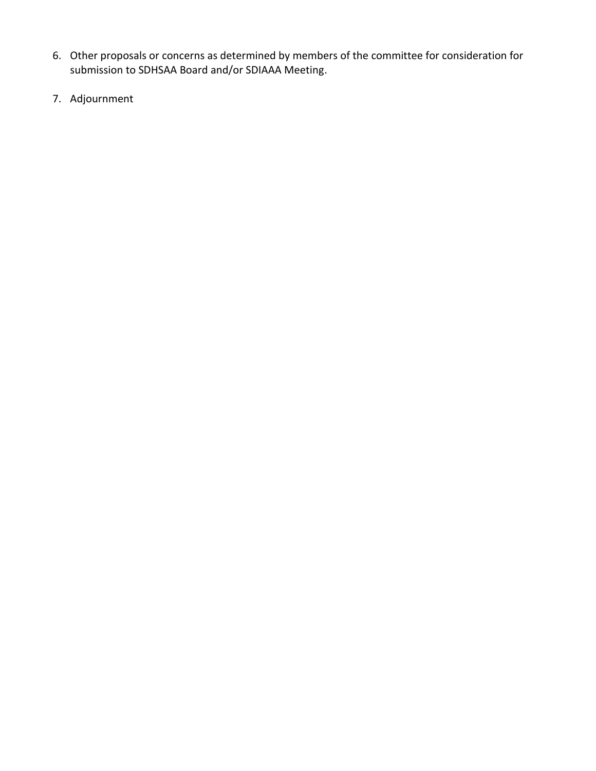6. Other proposals or concerns as determined by members of the committee for consideration for submission to SDHSAA Board and/or SDIAAA Meeting.

7. Adjournment